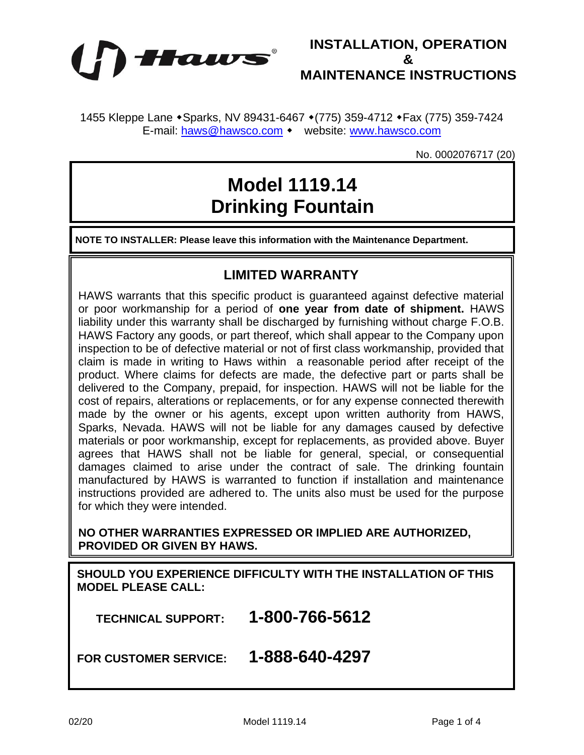Haws®

# INSTALLATION, OPERATION & MAINTENANCE INSTRUCTIONS

1455 Kleppe Lane • Sparks, NV 89431-6467 • (775) 359-4712 • Fax (775) 359-7424
E-mail: haws@hawsco.com • website: www.hawsco.com

No. 0002076717 (20)

# Model 1119.14
# Drinking Fountain

**NOTE TO INSTALLER: Please leave this information with the Maintenance Department.**

## LIMITED WARRANTY

HAWS warrants that this specific product is guaranteed against defective material or poor workmanship for a period of **one year from date of shipment.** HAWS liability under this warranty shall be discharged by furnishing without charge F.O.B. HAWS Factory any goods, or part thereof, which shall appear to the Company upon inspection to be of defective material or not of first class workmanship, provided that claim is made in writing to Haws within a reasonable period after receipt of the product. Where claims for defects are made, the defective part or parts shall be delivered to the Company, prepaid, for inspection. HAWS will not be liable for the cost of repairs, alterations or replacements, or for any expense connected therewith made by the owner or his agents, except upon written authority from HAWS, Sparks, Nevada. HAWS will not be liable for any damages caused by defective materials or poor workmanship, except for replacements, as provided above. Buyer agrees that HAWS shall not be liable for general, special, or consequential damages claimed to arise under the contract of sale. The drinking fountain manufactured by HAWS is warranted to function if installation and maintenance instructions provided are adhered to. The units also must be used for the purpose for which they were intended.

**NO OTHER WARRANTIES EXPRESSED OR IMPLIED ARE AUTHORIZED, PROVIDED OR GIVEN BY HAWS.**

**SHOULD YOU EXPERIENCE DIFFICULTY WITH THE INSTALLATION OF THIS MODEL PLEASE CALL:**

**TECHNICAL SUPPORT: 1-800-766-5612**

**FOR CUSTOMER SERVICE: 1-888-640-4297**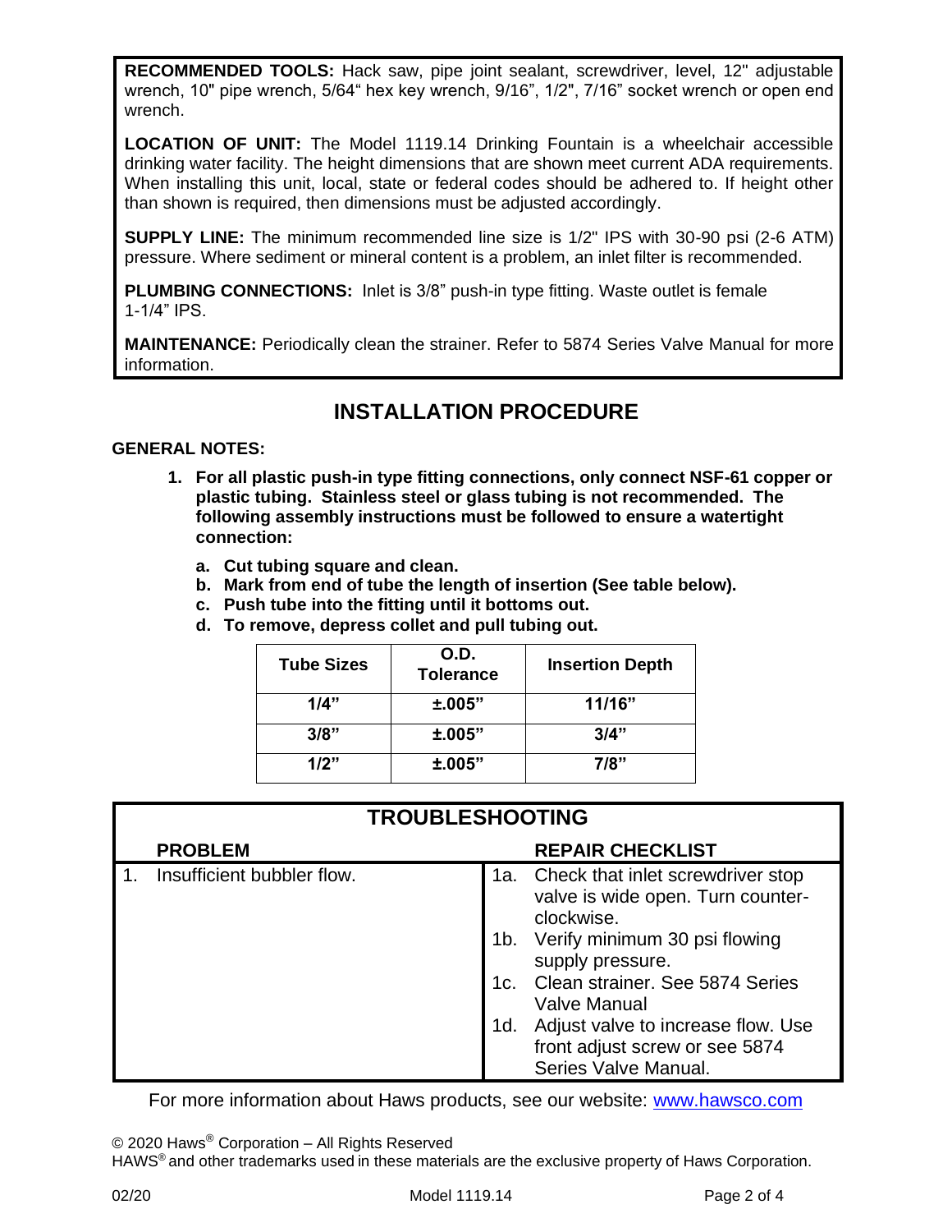**RECOMMENDED TOOLS:** Hack saw, pipe joint sealant, screwdriver, level, 12" adjustable wrench, 10" pipe wrench, 5/64" hex key wrench, 9/16", 1/2", 7/16" socket wrench or open end wrench.

**LOCATION OF UNIT:** The Model 1119.14 Drinking Fountain is a wheelchair accessible drinking water facility. The height dimensions that are shown meet current ADA requirements. When installing this unit, local, state or federal codes should be adhered to. If height other than shown is required, then dimensions must be adjusted accordingly.

**SUPPLY LINE:** The minimum recommended line size is 1/2" IPS with 30-90 psi (2-6 ATM) pressure. Where sediment or mineral content is a problem, an inlet filter is recommended.

**PLUMBING CONNECTIONS:** Inlet is 3/8" push-in type fitting. Waste outlet is female 1-1/4" IPS.

**MAINTENANCE:** Periodically clean the strainer. Refer to 5874 Series Valve Manual for more information.

## INSTALLATION PROCEDURE

**GENERAL NOTES:**

1. **For all plastic push-in type fitting connections, only connect NSF-61 copper or plastic tubing. Stainless steel or glass tubing is not recommended. The following assembly instructions must be followed to ensure a watertight connection:**
   - **a. Cut tubing square and clean.**
   - **b. Mark from end of tube the length of insertion (See table below).**
   - **c. Push tube into the fitting until it bottoms out.**
   - **d. To remove, depress collet and pull tubing out.**

| Tube Sizes | O.D. Tolerance | Insertion Depth |
|---|---|---|
| 1/4" | ±.005" | 11/16" |
| 3/8" | ±.005" | 3/4" |
| 1/2" | ±.005" | 7/8" |

## TROUBLESHOOTING

| PROBLEM | REPAIR CHECKLIST |
|---|---|
| 1. Insufficient bubbler flow. | 1a. Check that inlet screwdriver stop valve is wide open. Turn counter-clockwise.<br>1b. Verify minimum 30 psi flowing supply pressure.<br>1c. Clean strainer. See 5874 Series Valve Manual<br>1d. Adjust valve to increase flow. Use front adjust screw or see 5874 Series Valve Manual. |

For more information about Haws products, see our website: www.hawsco.com

© 2020 Haws® Corporation – All Rights Reserved
HAWS® and other trademarks used in these materials are the exclusive property of Haws Corporation.

02/20 Model 1119.14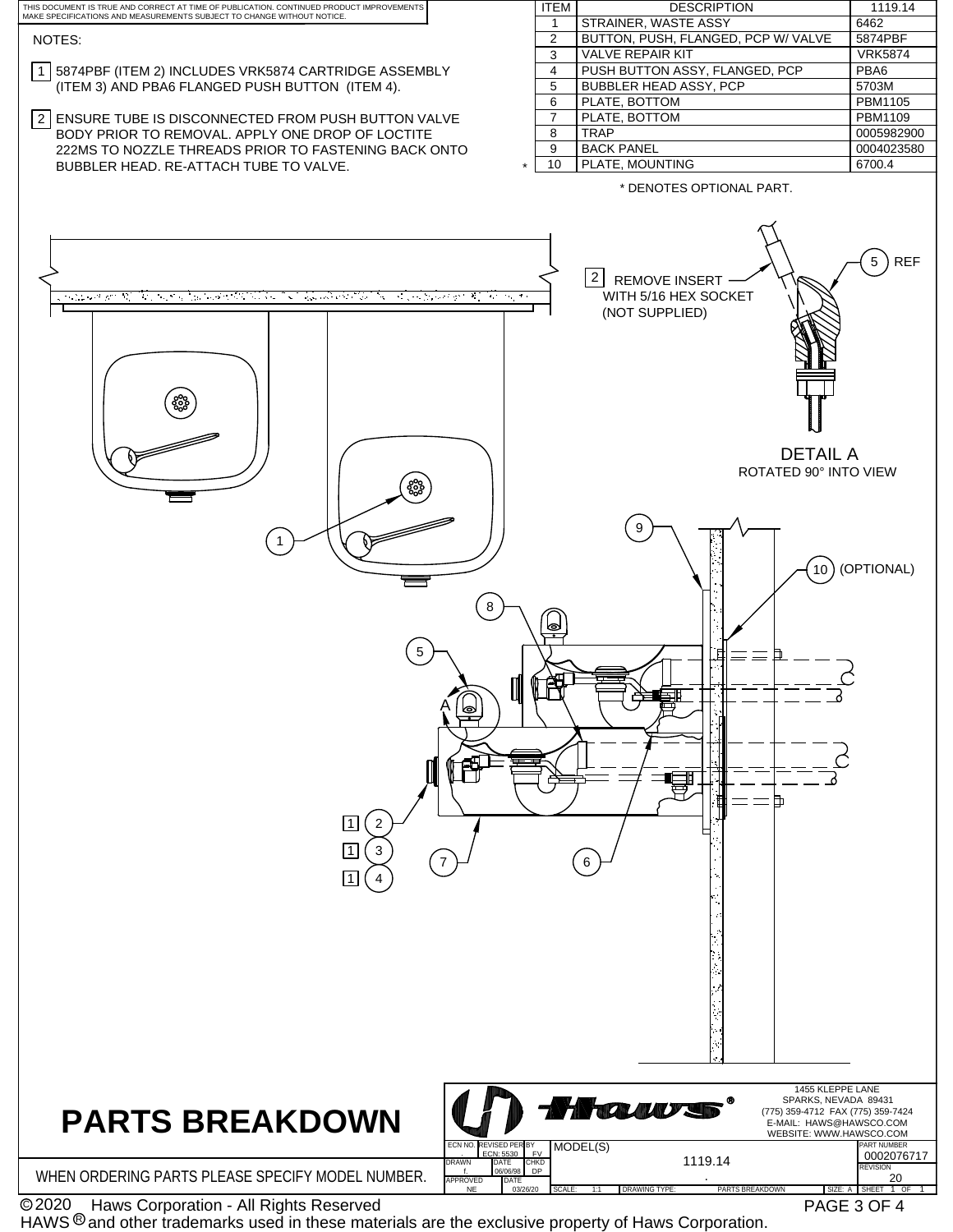THIS DOCUMENT IS TRUE AND CORRECT AT TIME OF PUBLICATION. CONTINUED PRODUCT IMPROVEMENTS MAKE SPECIFICATIONS AND MEASUREMENTS SUBJECT TO CHANGE WITHOUT NOTICE.

NOTES:

1. 5874PBF (ITEM 2) INCLUDES VRK5874 CARTRIDGE ASSEMBLY (ITEM 3) AND PBA6 FLANGED PUSH BUTTON (ITEM 4).

2. ENSURE TUBE IS DISCONNECTED FROM PUSH BUTTON VALVE BODY PRIOR TO REMOVAL. APPLY ONE DROP OF LOCTITE 222MS TO NOZZLE THREADS PRIOR TO FASTENING BACK ONTO BUBBLER HEAD. RE-ATTACH TUBE TO VALVE.

| ITEM | DESCRIPTION | 1119.14 |
|---|---|---|
| 1 | STRAINER, WASTE ASSY | 6462 |
| 2 | BUTTON, PUSH, FLANGED, PCP W/ VALVE | 5874PBF |
| 3 | VALVE REPAIR KIT | VRK5874 |
| 4 | PUSH BUTTON ASSY, FLANGED, PCP | PBA6 |
| 5 | BUBBLER HEAD ASSY, PCP | 5703M |
| 6 | PLATE, BOTTOM | PBM1105 |
| 7 | PLATE, BOTTOM | PBM1109 |
| 8 | TRAP | 0005982900 |
| 9 | BACK PANEL | 0004023580 |
| * 10 | PLATE, MOUNTING | 6700.4 |

* DENOTES OPTIONAL PART.

2 REMOVE INSERT WITH 5/16 HEX SOCKET (NOT SUPPLIED)

5 REF

DETAIL A
ROTATED 90° INTO VIEW

10 (OPTIONAL)

# PARTS BREAKDOWN

WHEN ORDERING PARTS PLEASE SPECIFY MODEL NUMBER.

1455 KLEPPE LANE
SPARKS, NEVADA 89431
(775) 359-4712 FAX (775) 359-7424
E-MAIL: HAWS@HAWSCO.COM
WEBSITE: WWW.HAWSCO.COM

| ECN NO. | REVISED PER | BY | MODEL(S) | PART NUMBER |
|---|---|---|---|---|
| . | ECN: 5530 | FV | 1119.14 | 0002076717 |
| DRAWN: f. | DATE: 06/06/98 | CHKD: DP | . | REVISION: 20 |
| APPROVED: NE | DATE: 03/26/20 | | SCALE: 1:1 DRAWING TYPE: PARTS BREAKDOWN SIZE: A | SHEET 1 OF 1 |

© 2020 Haws Corporation - All Rights Reserved
HAWS ® and other trademarks used in these materials are the exclusive property of Haws Corporation.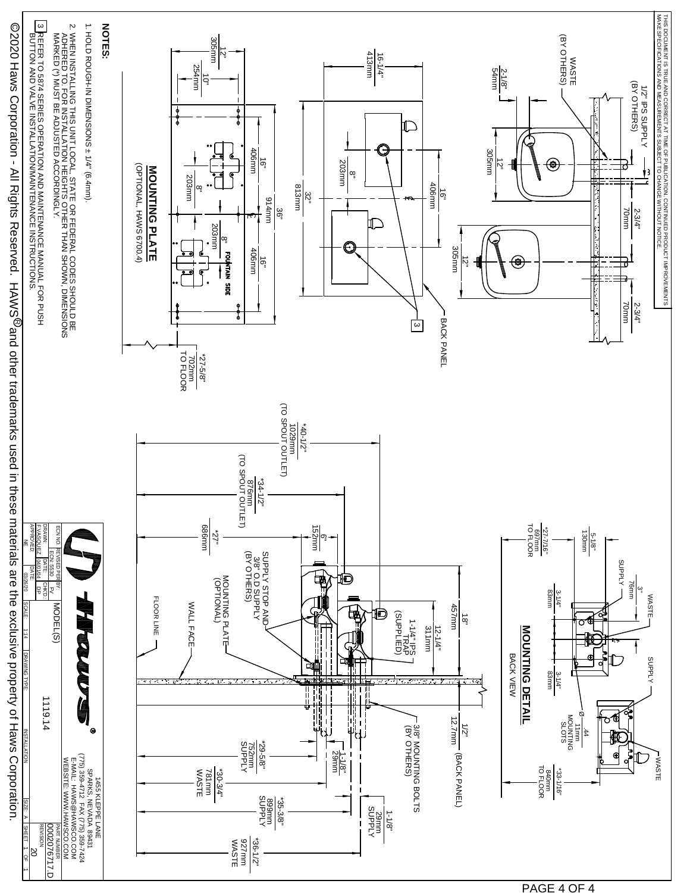THIS DOCUMENT IS TRUE AND CORRECT AT TIME OF PUBLICATION. CONTINUED PRODUCT IMPROVEMENTS MAKE SPECIFICATIONS AND MEASUREMENTS SUBJECT TO CHANGE WITHOUT NOTICE.

1/2" IPS SUPPLY (BY OTHERS)

WASTE (BY OTHERS)

2-1/8" 54mm

12" 305mm

2-3/4" 70mm

12" 305mm

2-3/4" 70mm

16-1/4" 413mm

8" 203mm

32" 813mm

16" 406mm

BACK PANEL

3

12" 305mm

10" 254mm

16" 406mm

8" 203mm

36" 914mm

8" 203mm

16" 406mm

FOUNTAIN SIDE

**MOUNTING PLATE**

(OPTIONAL, HAWS 6700.4)

*27-5/8" 702mm TO FLOOR

**NOTES:**

1. HOLD ROUGH-IN DIMENSIONS ± 1/4" (6.4mm).
2. WHEN INSTALLING THIS UNIT LOCAL, STATE OR FEDERAL CODES SHOULD BE ADHERED TO. FOR INSTALLATION HEIGHTS OTHER THAN SHOWN, DIMENSIONS MARKED (*) MUST BE ADJUSTED ACCORDINGLY.
3. REFER TO 5874 SERIES OPERATION AND MAINTENANCE MANUAL FOR PUSH BUTTON AND VALVE INSTALLATION/MAINTENANCE INSTRUCTIONS.

*40-1/2" 1029mm (TO SPOUT OUTLET)

*34-1/2" 876mm (TO SPOUT OUTLET)

*27" 686mm

6" 152mm

SUPPLY STOP AND 3/8" O.D SUPPLY (BY OTHERS)

MOUNTING PLATE (OPTIONAL)

WALL FACE

FLOOR LINE

1-1/4" IPS TRAP (SUPPLIED)

18" 457mm

12-1/4" 311mm

1/2" 12.7mm (BACK PANEL)

3/8" MOUNTING BOLTS (BY OTHERS)

1-1/8" 29mm

*29-5/8" 752mm SUPPLY

*30-3/4" 781mm WASTE

1-1/8" 29mm SUPPLY

*35-3/8" 899mm SUPPLY

*36-1/2" 927mm WASTE

*27-7/16" 697mm TO FLOOR

5-1/8" 130mm

3" 76mm

SUPPLY

WASTE

3-1/4" 83mm

3-1/4" 83mm

**MOUNTING DETAIL**

BACK VIEW

SUPPLY

Ø .44 11mm MOUNTING SLOTS

WASTE

*33-1/16" 840mm TO FLOOR

HAWS®

1455 KLEPPE LANE
SPARKS, NEVADA 89431
(775) 359-4712 FAX (775) 359-7424
E-MAIL: HAWS@HAWSCO.COM
WEBSITE: WWW.HAWSCO.COM

| ECN NO. | REVISED PER | BY: | MODEL(S) | | PART NUMBER |
|---|---|---|---|---|---|
| | ECN 5530 | PV | 1119.14 | | 0002076717.D |
| DRAWN: | DATE: | CHK'D: | | | REVISION |
| E.VASQUEZ | 04/01/04 | DP | | | 20 |
| APPROVED: | DATE: | SCALE: 1:14 | DRAWING TYPE: INSTALLATION | SIZE: A | SHEET 1 OF 1 |
| NE | 02/26/20 | | | | |

©2020 Haws Corporation - All Rights Reserved. HAWS® and other trademarks used in these materials are the exclusive property of Haws Corporation.